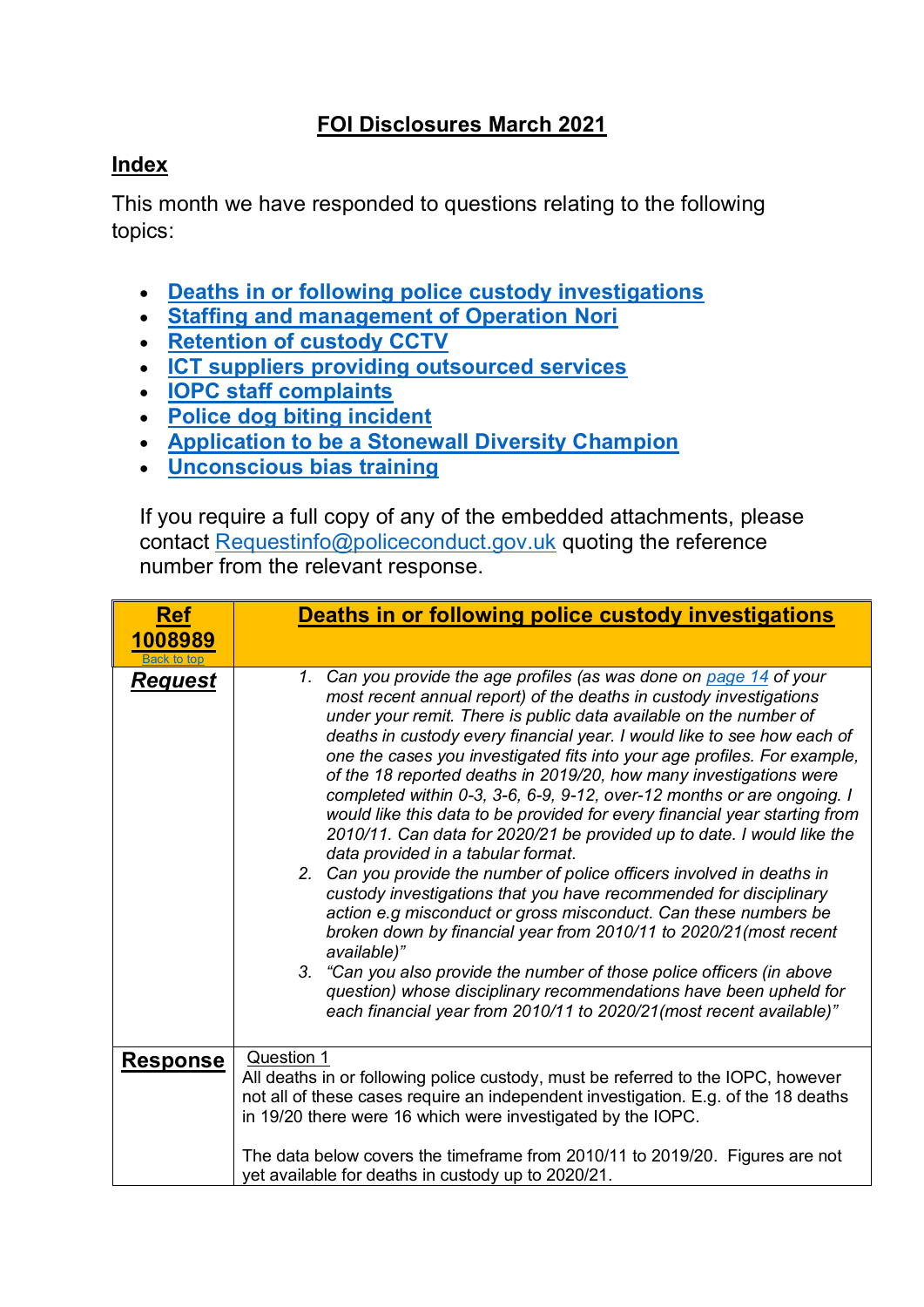# FOI Disclosures March 2021

## Index

This month we have responded to questions relating to the following topics:

- [Deaths in or following police custody investigations]
- [Staffing and management of Operation Nori]
- [Retention of custody CCTV]
- [ICT suppliers providing outsourced services]
- [IOPC staff complaints]
- [Police dog biting incident]
- [Application to be a Stonewall Diversity Champion]
- [Unconscious bias training]

If you require a full copy of any of the embedded attachments, please contact Requestinfo@policeconduct.gov.uk quoting the reference number from the relevant response.

| **Ref 1008989** Back to top | **Deaths in or following police custody investigations** |
|---|---|
| ***Request*** | 1. *Can you provide the age profiles (as was done on page 14 of your most recent annual report) of the deaths in custody investigations under your remit. There is public data available on the number of deaths in custody every financial year. I would like to see how each of one the cases you investigated fits into your age profiles. For example, of the 18 reported deaths in 2019/20, how many investigations were completed within 0-3, 3-6, 6-9, 9-12, over-12 months or are ongoing. I would like this data to be provided for every financial year starting from 2010/11. Can data for 2020/21 be provided up to date. I would like the data provided in a tabular format.*<br>2. *Can you provide the number of police officers involved in deaths in custody investigations that you have recommended for disciplinary action e.g misconduct or gross misconduct. Can these numbers be broken down by financial year from 2010/11 to 2020/21(most recent available)"*<br>3. *"Can you also provide the number of those police officers (in above question) whose disciplinary recommendations have been upheld for each financial year from 2010/11 to 2020/21(most recent available)"* |
| **Response** | Question 1<br>All deaths in or following police custody, must be referred to the IOPC, however not all of these cases require an independent investigation. E.g. of the 18 deaths in 19/20 there were 16 which were investigated by the IOPC.<br><br>The data below covers the timeframe from 2010/11 to 2019/20. Figures are not yet available for deaths in custody up to 2020/21. |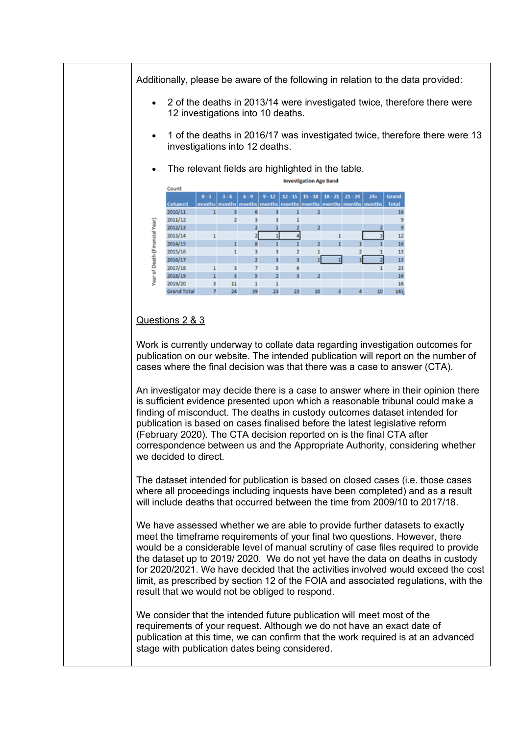Additionally, please be aware of the following in relation to the data provided:

- 2 of the deaths in 2013/14 were investigated twice, therefore there were 12 investigations into 10 deaths.
- 1 of the deaths in 2016/17 was investigated twice, therefore there were 13 investigations into 12 deaths.
- The relevant fields are highlighted in the table.

Count — Investigation Age Band (rows: Year of Death (Financial Year))

| Column1 | 0 - 3 months | 3 - 6 months | 6 - 9 months | 9 - 12 months | 12 - 15 months | 15 - 18 months | 18 - 21 months | 21 - 24 months | 24+ months | Grand Total |
|---|---|---|---|---|---|---|---|---|---|---|
| 2010/11 | 1 | 3 | 6 | 3 | 1 | 2 | | | | 16 |
| 2011/12 | | 2 | 3 | 3 | 1 | | | | | 9 |
| 2012/13 | | | 2 | 1 | 2 | 2 | | | 2 | 9 |
| 2013/14 | 1 | | 2 | 1 | 4 | | 1 | | 3 | 12 |
| 2014/15 | | 1 | 8 | 1 | 1 | 2 | 1 | 1 | 1 | 16 |
| 2015/16 | | 1 | 3 | 3 | 2 | 1 | | 2 | 1 | 13 |
| 2016/17 | | | 2 | 3 | 3 | 1 | 1 | 1 | 2 | 13 |
| 2017/18 | 1 | 3 | 7 | 5 | 6 | | | | 1 | 23 |
| 2018/19 | 1 | 3 | 5 | 2 | 3 | 2 | | | | 16 |
| 2019/20 | 3 | 11 | 1 | 1 | | | | | | 16 |
| Grand Total | 7 | 24 | 39 | 23 | 23 | 10 | 3 | 4 | 10 | 143 |

<u>Questions 2 & 3</u>

Work is currently underway to collate data regarding investigation outcomes for publication on our website. The intended publication will report on the number of cases where the final decision was that there was a case to answer (CTA).

An investigator may decide there is a case to answer where in their opinion there is sufficient evidence presented upon which a reasonable tribunal could make a finding of misconduct. The deaths in custody outcomes dataset intended for publication is based on cases finalised before the latest legislative reform (February 2020). The CTA decision reported on is the final CTA after correspondence between us and the Appropriate Authority, considering whether we decided to direct.

The dataset intended for publication is based on closed cases (i.e. those cases where all proceedings including inquests have been completed) and as a result will include deaths that occurred between the time from 2009/10 to 2017/18.

We have assessed whether we are able to provide further datasets to exactly meet the timeframe requirements of your final two questions. However, there would be a considerable level of manual scrutiny of case files required to provide the dataset up to 2019/ 2020. We do not yet have the data on deaths in custody for 2020/2021. We have decided that the activities involved would exceed the cost limit, as prescribed by section 12 of the FOIA and associated regulations, with the result that we would not be obliged to respond.

We consider that the intended future publication will meet most of the requirements of your request. Although we do not have an exact date of publication at this time, we can confirm that the work required is at an advanced stage with publication dates being considered.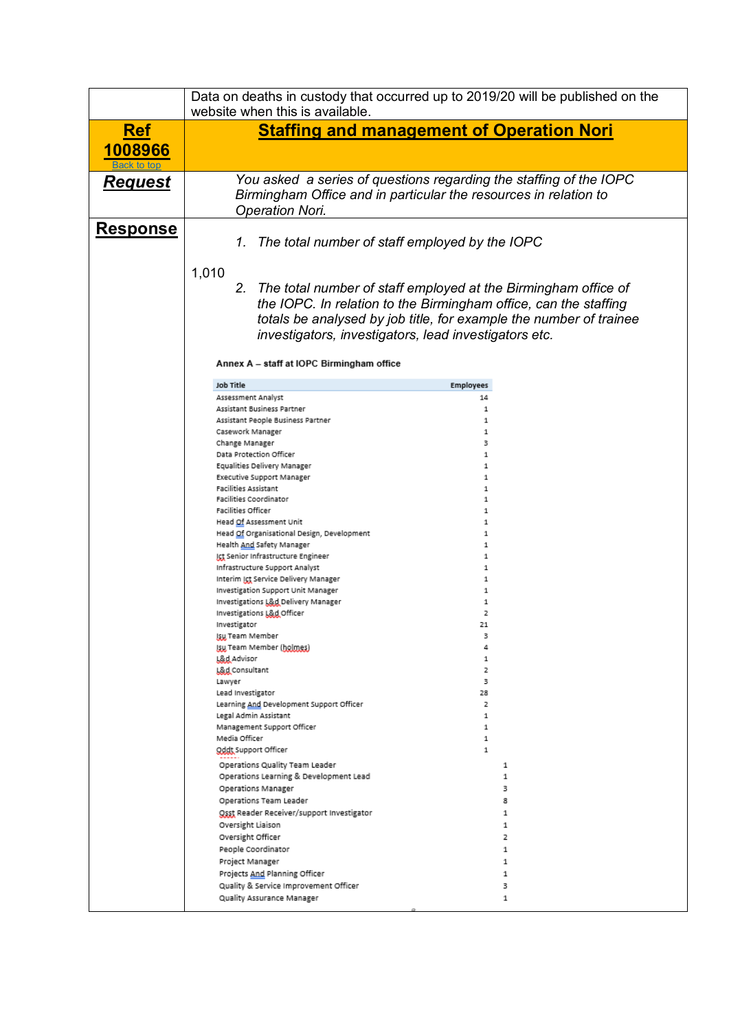Data on deaths in custody that occurred up to 2019/20 will be published on the website when this is available.

## Ref 1008966 — Staffing and management of Operation Nori

Back to top

### Request

*You asked a series of questions regarding the staffing of the IOPC Birmingham Office and in particular the resources in relation to Operation Nori.*

### Response

1. *The total number of staff employed by the IOPC*

1,010

2. *The total number of staff employed at the Birmingham office of the IOPC. In relation to the Birmingham office, can the staffing totals be analysed by job title, for example the number of trainee investigators, investigators, lead investigators etc.*

**Annex A – staff at IOPC Birmingham office**

| Job Title | Employees |
|---|---|
| Assessment Analyst | 14 |
| Assistant Business Partner | 1 |
| Assistant People Business Partner | 1 |
| Casework Manager | 1 |
| Change Manager | 3 |
| Data Protection Officer | 1 |
| Equalities Delivery Manager | 1 |
| Executive Support Manager | 1 |
| Facilities Assistant | 1 |
| Facilities Coordinator | 1 |
| Facilities Officer | 1 |
| Head Of Assessment Unit | 1 |
| Head Of Organisational Design, Development | 1 |
| Health And Safety Manager | 1 |
| Ict Senior Infrastructure Engineer | 1 |
| Infrastructure Support Analyst | 1 |
| Interim Ict Service Delivery Manager | 1 |
| Investigation Support Unit Manager | 1 |
| Investigations L&d Delivery Manager | 1 |
| Investigations L&d Officer | 2 |
| Investigator | 21 |
| Isu Team Member | 3 |
| Isu Team Member (holmes) | 4 |
| L&d Advisor | 1 |
| L&d Consultant | 2 |
| Lawyer | 3 |
| Lead Investigator | 28 |
| Learning And Development Support Officer | 2 |
| Legal Admin Assistant | 1 |
| Management Support Officer | 1 |
| Media Officer | 1 |
| Oddt Support Officer | 1 |
| Operations Quality Team Leader | 1 |
| Operations Learning & Development Lead | 1 |
| Operations Manager | 3 |
| Operations Team Leader | 8 |
| Osst Reader Receiver/support Investigator | 1 |
| Oversight Liaison | 1 |
| Oversight Officer | 2 |
| People Coordinator | 1 |
| Project Manager | 1 |
| Projects And Planning Officer | 1 |
| Quality & Service Improvement Officer | 3 |
| Quality Assurance Manager | 1 |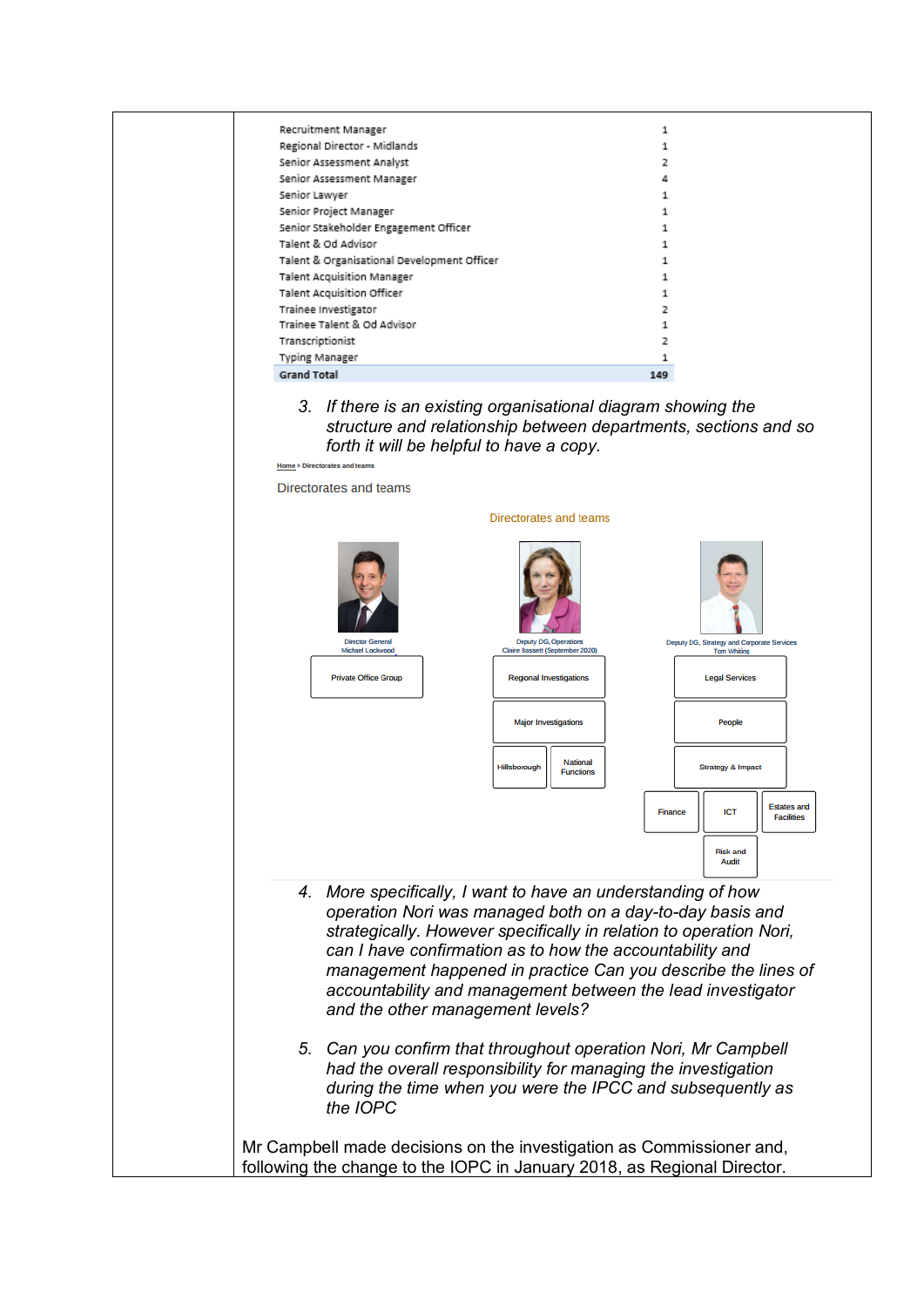| | |
|---|---|
| Recruitment Manager | 1 |
| Regional Director - Midlands | 1 |
| Senior Assessment Analyst | 2 |
| Senior Assessment Manager | 4 |
| Senior Lawyer | 1 |
| Senior Project Manager | 1 |
| Senior Stakeholder Engagement Officer | 1 |
| Talent & Od Advisor | 1 |
| Talent & Organisational Development Officer | 1 |
| Talent Acquisition Manager | 1 |
| Talent Acquisition Officer | 1 |
| Trainee Investigator | 2 |
| Trainee Talent & Od Advisor | 1 |
| Transcriptionist | 2 |
| Typing Manager | 1 |
| **Grand Total** | **149** |

3. *If there is an existing organisational diagram showing the structure and relationship between departments, sections and so forth it will be helpful to have a copy.*

Home > Directorates and teams

Directorates and teams

Directorates and teams

Director General
Michael Lockwood

- Private Office Group

Deputy DG, Operations
Claire Bassett (September 2020)

- Regional Investigations
- Major Investigations
- Hillsborough
- National Functions

Deputy DG, Strategy and Corporate Services
Tom Whiting

- Legal Services
- People
- Strategy & Impact
- Finance
- ICT
- Estates and Facilities
- Risk and Audit

4. *More specifically, I want to have an understanding of how operation Nori was managed both on a day-to-day basis and strategically. However specifically in relation to operation Nori, can I have confirmation as to how the accountability and management happened in practice Can you describe the lines of accountability and management between the lead investigator and the other management levels?*

5. *Can you confirm that throughout operation Nori, Mr Campbell had the overall responsibility for managing the investigation during the time when you were the IPCC and subsequently as the IOPC*

Mr Campbell made decisions on the investigation as Commissioner and, following the change to the IOPC in January 2018, as Regional Director.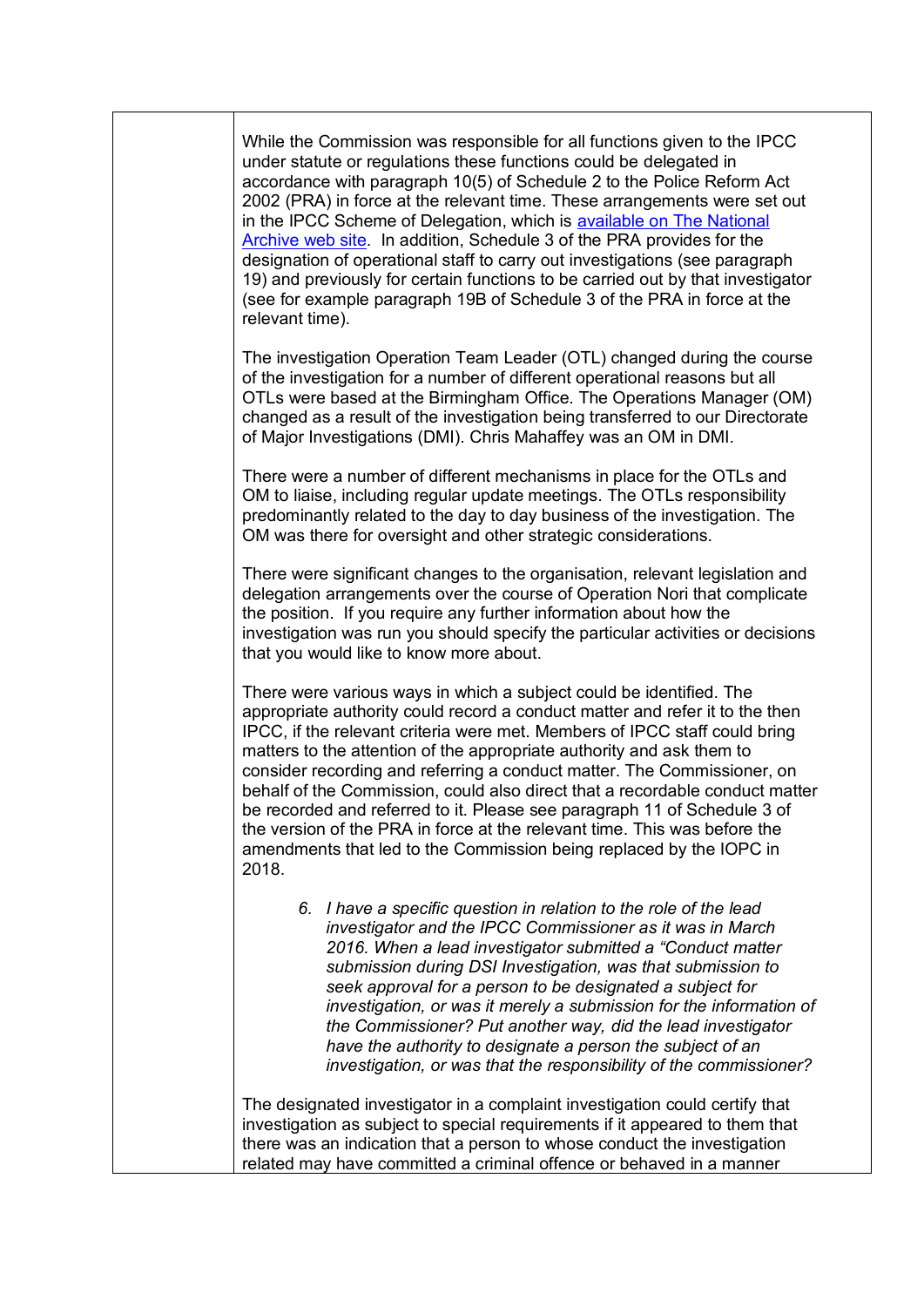While the Commission was responsible for all functions given to the IPCC under statute or regulations these functions could be delegated in accordance with paragraph 10(5) of Schedule 2 to the Police Reform Act 2002 (PRA) in force at the relevant time. These arrangements were set out in the IPCC Scheme of Delegation, which is available on The National Archive web site. In addition, Schedule 3 of the PRA provides for the designation of operational staff to carry out investigations (see paragraph 19) and previously for certain functions to be carried out by that investigator (see for example paragraph 19B of Schedule 3 of the PRA in force at the relevant time).

The investigation Operation Team Leader (OTL) changed during the course of the investigation for a number of different operational reasons but all OTLs were based at the Birmingham Office. The Operations Manager (OM) changed as a result of the investigation being transferred to our Directorate of Major Investigations (DMI). Chris Mahaffey was an OM in DMI.

There were a number of different mechanisms in place for the OTLs and OM to liaise, including regular update meetings. The OTLs responsibility predominantly related to the day to day business of the investigation. The OM was there for oversight and other strategic considerations.

There were significant changes to the organisation, relevant legislation and delegation arrangements over the course of Operation Nori that complicate the position. If you require any further information about how the investigation was run you should specify the particular activities or decisions that you would like to know more about.

There were various ways in which a subject could be identified. The appropriate authority could record a conduct matter and refer it to the then IPCC, if the relevant criteria were met. Members of IPCC staff could bring matters to the attention of the appropriate authority and ask them to consider recording and referring a conduct matter. The Commissioner, on behalf of the Commission, could also direct that a recordable conduct matter be recorded and referred to it. Please see paragraph 11 of Schedule 3 of the version of the PRA in force at the relevant time. This was before the amendments that led to the Commission being replaced by the IOPC in 2018.

> 6. *I have a specific question in relation to the role of the lead investigator and the IPCC Commissioner as it was in March 2016. When a lead investigator submitted a "Conduct matter submission during DSI Investigation, was that submission to seek approval for a person to be designated a subject for investigation, or was it merely a submission for the information of the Commissioner? Put another way, did the lead investigator have the authority to designate a person the subject of an investigation, or was that the responsibility of the commissioner?*

The designated investigator in a complaint investigation could certify that investigation as subject to special requirements if it appeared to them that there was an indication that a person to whose conduct the investigation related may have committed a criminal offence or behaved in a manner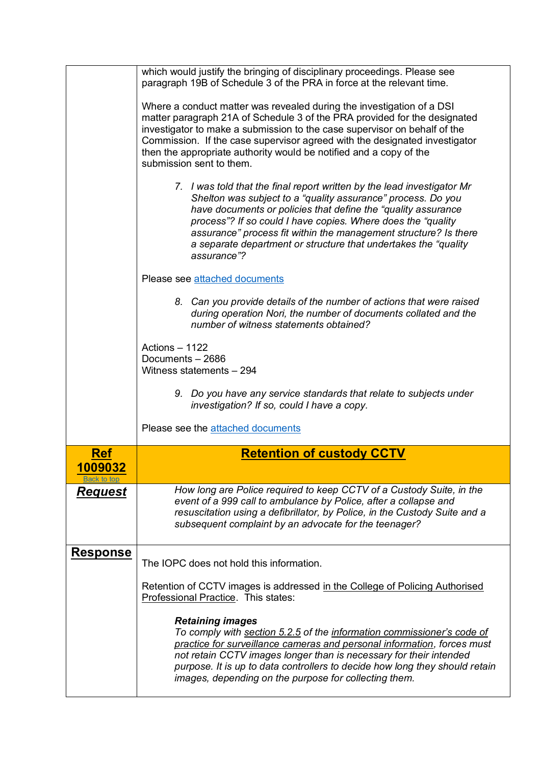which would justify the bringing of disciplinary proceedings. Please see paragraph 19B of Schedule 3 of the PRA in force at the relevant time.

Where a conduct matter was revealed during the investigation of a DSI matter paragraph 21A of Schedule 3 of the PRA provided for the designated investigator to make a submission to the case supervisor on behalf of the Commission. If the case supervisor agreed with the designated investigator then the appropriate authority would be notified and a copy of the submission sent to them.

> 7. *I was told that the final report written by the lead investigator Mr Shelton was subject to a "quality assurance" process. Do you have documents or policies that define the "quality assurance process"? If so could I have copies. Where does the "quality assurance" process fit within the management structure? Is there a separate department or structure that undertakes the "quality assurance"?*

Please see attached documents

> 8. *Can you provide details of the number of actions that were raised during operation Nori, the number of documents collated and the number of witness statements obtained?*

Actions – 1122
Documents – 2686
Witness statements – 294

> 9. *Do you have any service standards that relate to subjects under investigation? If so, could I have a copy.*

Please see the attached documents

## Ref 1009032 — Retention of custody CCTV

Back to top

**Request**

*How long are Police required to keep CCTV of a Custody Suite, in the event of a 999 call to ambulance by Police, after a collapse and resuscitation using a defibrillator, by Police, in the Custody Suite and a subsequent complaint by an advocate for the teenager?*

**Response**

The IOPC does not hold this information.

Retention of CCTV images is addressed in the College of Policing Authorised Professional Practice. This states:

> ***Retaining images***
> *To comply with section 5.2.5 of the information commissioner's code of practice for surveillance cameras and personal information, forces must not retain CCTV images longer than is necessary for their intended purpose. It is up to data controllers to decide how long they should retain images, depending on the purpose for collecting them.*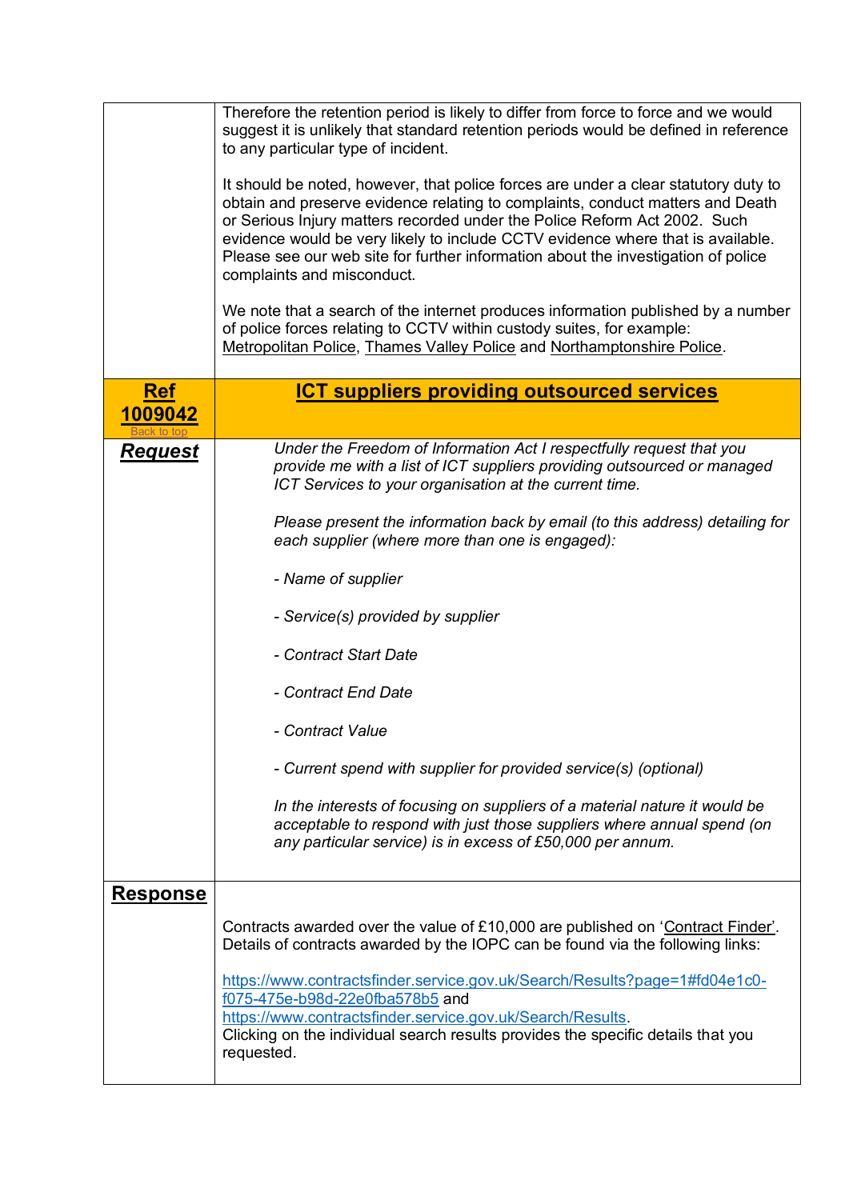| | |
|---|---|
| | Therefore the retention period is likely to differ from force to force and we would suggest it is unlikely that standard retention periods would be defined in reference to any particular type of incident.<br><br>It should be noted, however, that police forces are under a clear statutory duty to obtain and preserve evidence relating to complaints, conduct matters and Death or Serious Injury matters recorded under the Police Reform Act 2002. Such evidence would be very likely to include CCTV evidence where that is available. Please see our web site for further information about the investigation of police complaints and misconduct.<br><br>We note that a search of the internet produces information published by a number of police forces relating to CCTV within custody suites, for example: Metropolitan Police, Thames Valley Police and Northamptonshire Police. |
| **Ref 1009042**<br>Back to top | **ICT suppliers providing outsourced services** |
| ***Request*** | *Under the Freedom of Information Act I respectfully request that you provide me with a list of ICT suppliers providing outsourced or managed ICT Services to your organisation at the current time.*<br><br>*Please present the information back by email (to this address) detailing for each supplier (where more than one is engaged):*<br><br>*- Name of supplier*<br><br>*- Service(s) provided by supplier*<br><br>*- Contract Start Date*<br><br>*- Contract End Date*<br><br>*- Contract Value*<br><br>*- Current spend with supplier for provided service(s) (optional)*<br><br>*In the interests of focusing on suppliers of a material nature it would be acceptable to respond with just those suppliers where annual spend (on any particular service) is in excess of £50,000 per annum.* |
| **Response** | Contracts awarded over the value of £10,000 are published on 'Contract Finder'. Details of contracts awarded by the IOPC can be found via the following links:<br><br>https://www.contractsfinder.service.gov.uk/Search/Results?page=1#fd04e1c0-f075-475e-b98d-22e0fba578b5 and https://www.contractsfinder.service.gov.uk/Search/Results.<br>Clicking on the individual search results provides the specific details that you requested. |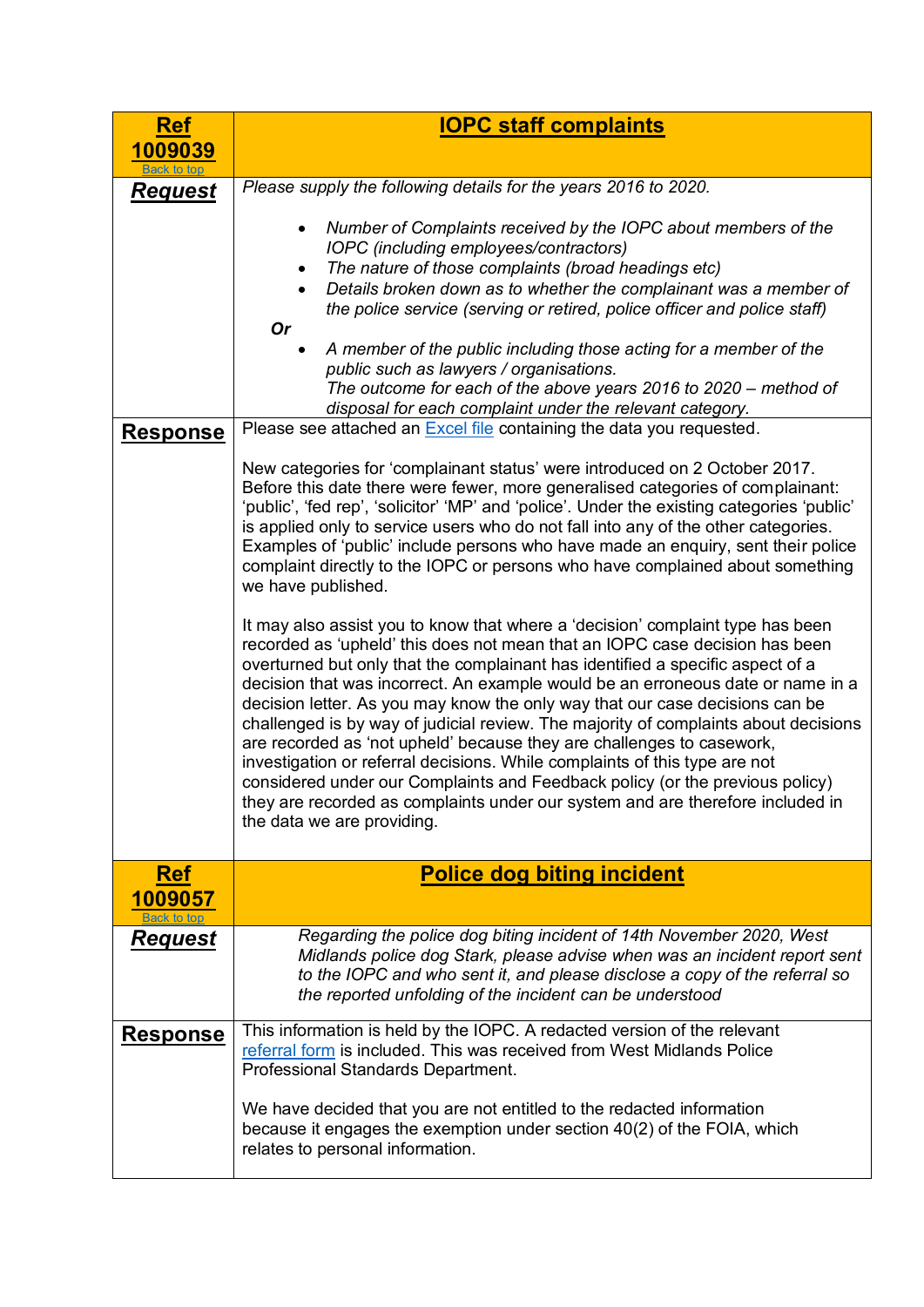| **Ref 1009039** [Back to top] | **IOPC staff complaints** |
|---|---|
| ***Request*** | *Please supply the following details for the years 2016 to 2020.*<br><br>• *Number of Complaints received by the IOPC about members of the IOPC (including employees/contractors)*<br>• *The nature of those complaints (broad headings etc)*<br>• *Details broken down as to whether the complainant was a member of the police service (serving or retired, police officer and police staff)*<br>***Or***<br>• *A member of the public including those acting for a member of the public such as lawyers / organisations.*<br>*The outcome for each of the above years 2016 to 2020 – method of disposal for each complaint under the relevant category.* |
| **Response** | Please see attached an [Excel file] containing the data you requested.<br><br>New categories for 'complainant status' were introduced on 2 October 2017. Before this date there were fewer, more generalised categories of complainant: 'public', 'fed rep', 'solicitor' 'MP' and 'police'. Under the existing categories 'public' is applied only to service users who do not fall into any of the other categories. Examples of 'public' include persons who have made an enquiry, sent their police complaint directly to the IOPC or persons who have complained about something we have published.<br><br>It may also assist you to know that where a 'decision' complaint type has been recorded as 'upheld' this does not mean that an IOPC case decision has been overturned but only that the complainant has identified a specific aspect of a decision that was incorrect. An example would be an erroneous date or name in a decision letter. As you may know the only way that our case decisions can be challenged is by way of judicial review. The majority of complaints about decisions are recorded as 'not upheld' because they are challenges to casework, investigation or referral decisions. While complaints of this type are not considered under our Complaints and Feedback policy (or the previous policy) they are recorded as complaints under our system and are therefore included in the data we are providing. |
| **Ref 1009057** [Back to top] | **Police dog biting incident** |
| ***Request*** | *Regarding the police dog biting incident of 14th November 2020, West Midlands police dog Stark, please advise when was an incident report sent to the IOPC and who sent it, and please disclose a copy of the referral so the reported unfolding of the incident can be understood* |
| **Response** | This information is held by the IOPC. A redacted version of the relevant [referral form] is included. This was received from West Midlands Police Professional Standards Department.<br><br>We have decided that you are not entitled to the redacted information because it engages the exemption under section 40(2) of the FOIA, which relates to personal information. |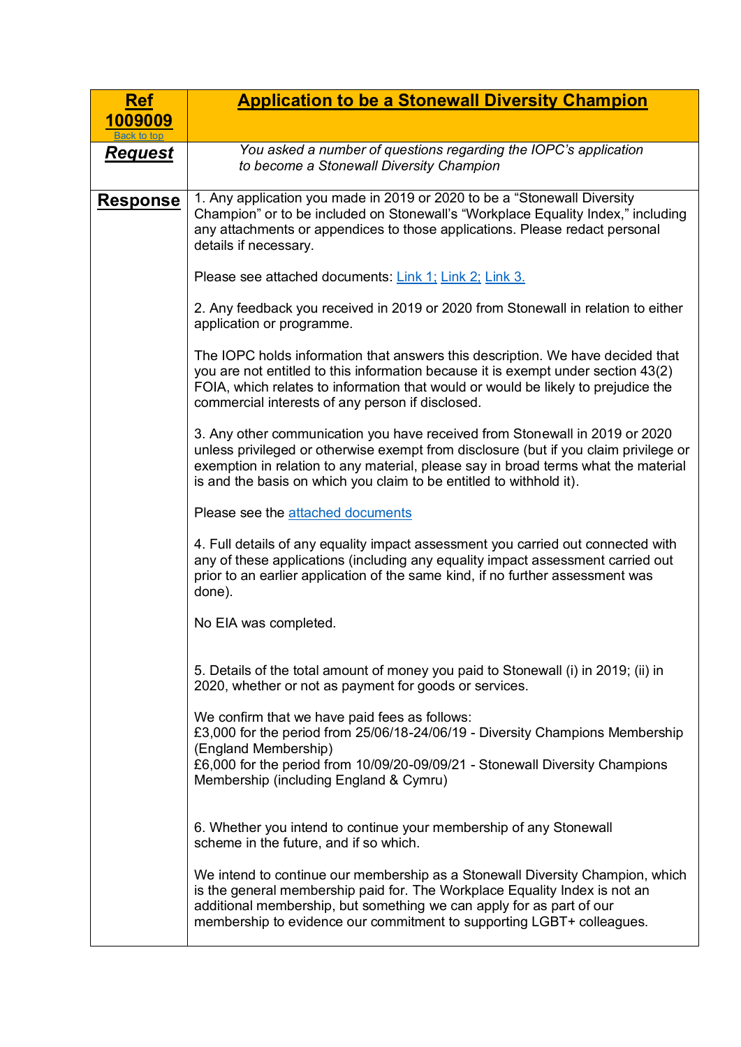| **Ref 1009009** Back to top | **Application to be a Stonewall Diversity Champion** |
|---|---|
| ***Request*** | *You asked a number of questions regarding the IOPC's application to become a Stonewall Diversity Champion* |
| **Response** | 1. Any application you made in 2019 or 2020 to be a "Stonewall Diversity Champion" or to be included on Stonewall's "Workplace Equality Index," including any attachments or appendices to those applications. Please redact personal details if necessary.<br><br>Please see attached documents: Link 1; Link 2; Link 3.<br><br>2. Any feedback you received in 2019 or 2020 from Stonewall in relation to either application or programme.<br><br>The IOPC holds information that answers this description. We have decided that you are not entitled to this information because it is exempt under section 43(2) FOIA, which relates to information that would or would be likely to prejudice the commercial interests of any person if disclosed.<br><br>3. Any other communication you have received from Stonewall in 2019 or 2020 unless privileged or otherwise exempt from disclosure (but if you claim privilege or exemption in relation to any material, please say in broad terms what the material is and the basis on which you claim to be entitled to withhold it).<br><br>Please see the attached documents<br><br>4. Full details of any equality impact assessment you carried out connected with any of these applications (including any equality impact assessment carried out prior to an earlier application of the same kind, if no further assessment was done).<br><br>No EIA was completed.<br><br>5. Details of the total amount of money you paid to Stonewall (i) in 2019; (ii) in 2020, whether or not as payment for goods or services.<br><br>We confirm that we have paid fees as follows:<br>£3,000 for the period from 25/06/18-24/06/19 - Diversity Champions Membership (England Membership)<br>£6,000 for the period from 10/09/20-09/09/21 - Stonewall Diversity Champions Membership (including England & Cymru)<br><br>6. Whether you intend to continue your membership of any Stonewall scheme in the future, and if so which.<br><br>We intend to continue our membership as a Stonewall Diversity Champion, which is the general membership paid for. The Workplace Equality Index is not an additional membership, but something we can apply for as part of our membership to evidence our commitment to supporting LGBT+ colleagues. |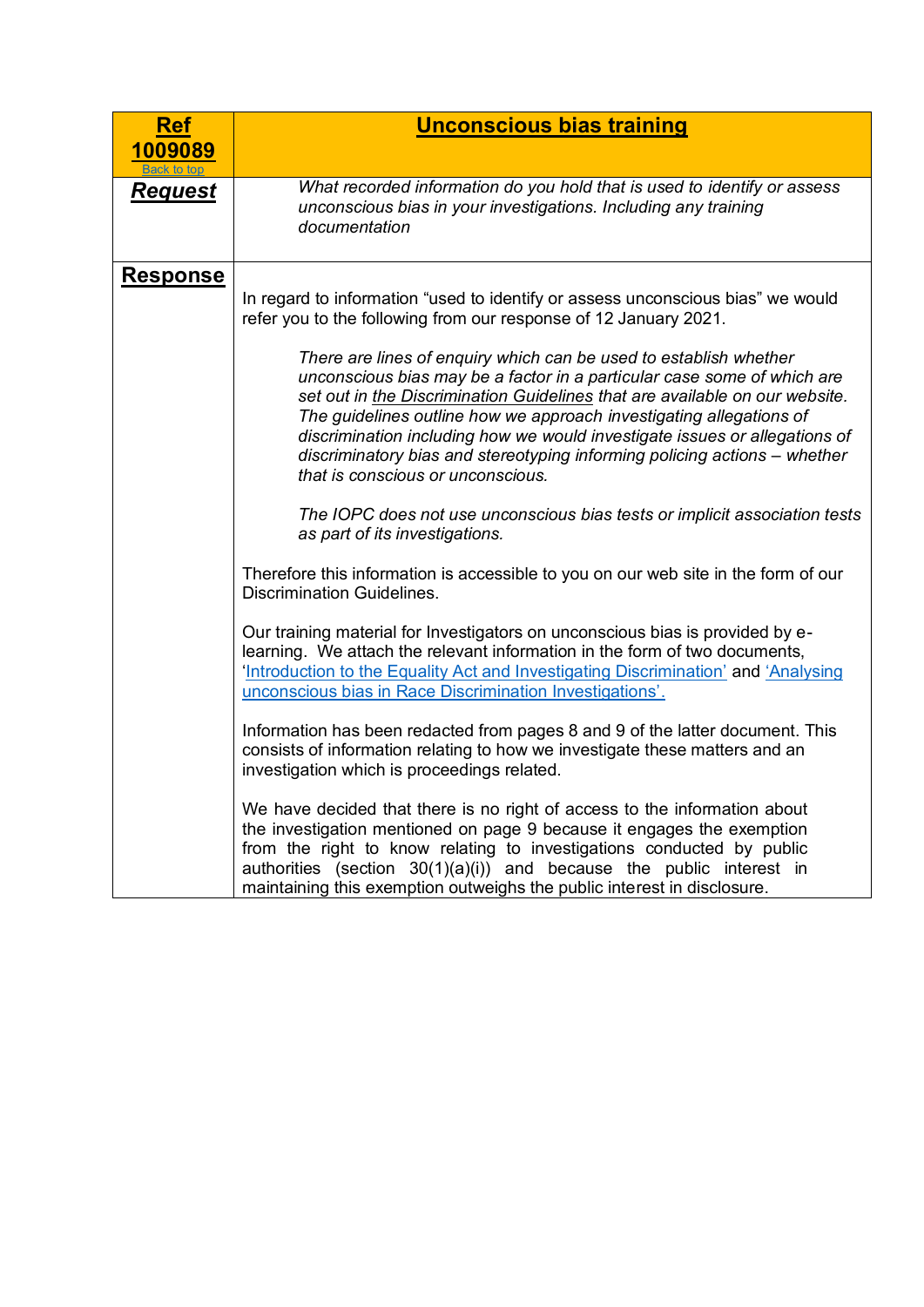| Ref 1009089 [Back to top] | Unconscious bias training |
|---|---|
| ***Request*** | *What recorded information do you hold that is used to identify or assess unconscious bias in your investigations. Including any training documentation* |
| **Response** | In regard to information "used to identify or assess unconscious bias" we would refer you to the following from our response of 12 January 2021.<br><br>*There are lines of enquiry which can be used to establish whether unconscious bias may be a factor in a particular case some of which are set out in the Discrimination Guidelines that are available on our website. The guidelines outline how we approach investigating allegations of discrimination including how we would investigate issues or allegations of discriminatory bias and stereotyping informing policing actions – whether that is conscious or unconscious.*<br><br>*The IOPC does not use unconscious bias tests or implicit association tests as part of its investigations.*<br><br>Therefore this information is accessible to you on our web site in the form of our Discrimination Guidelines.<br><br>Our training material for Investigators on unconscious bias is provided by e-learning. We attach the relevant information in the form of two documents, 'Introduction to the Equality Act and Investigating Discrimination' and 'Analysing unconscious bias in Race Discrimination Investigations'.<br><br>Information has been redacted from pages 8 and 9 of the latter document. This consists of information relating to how we investigate these matters and an investigation which is proceedings related.<br><br>We have decided that there is no right of access to the information about the investigation mentioned on page 9 because it engages the exemption from the right to know relating to investigations conducted by public authorities (section 30(1)(a)(i)) and because the public interest in maintaining this exemption outweighs the public interest in disclosure. |